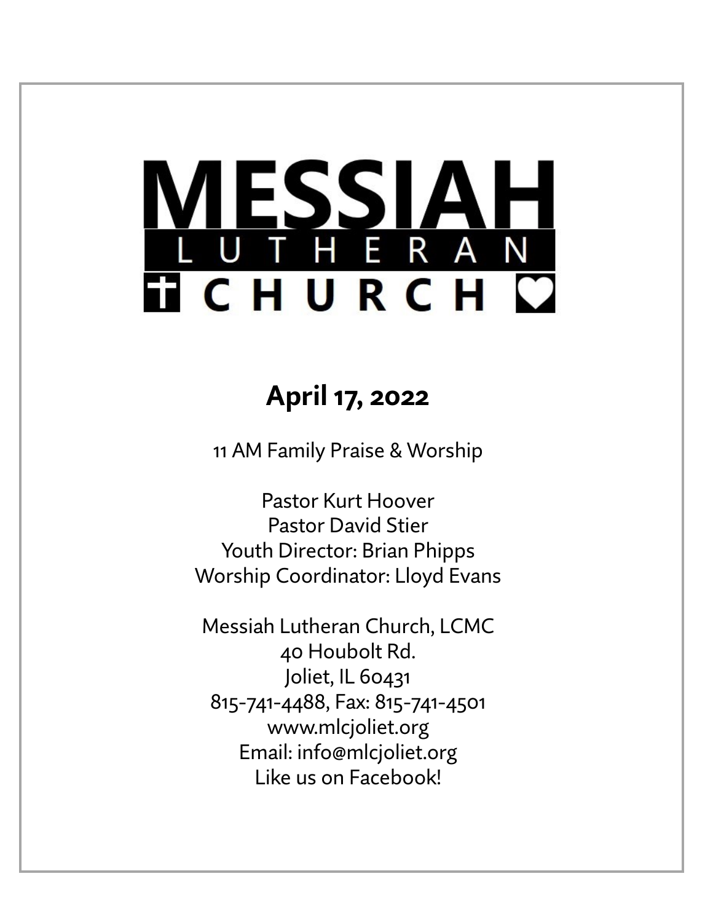# MESSIAH LUTHERAN CHURCH

## April 17, 2022

11 AM Family Praise & Worship

Pastor Kurt Hoover
Pastor David Stier
Youth Director: Brian Phipps
Worship Coordinator: Lloyd Evans

Messiah Lutheran Church, LCMC
40 Houbolt Rd.
Joliet, IL 60431
815-741-4488, Fax: 815-741-4501
www.mlcjoliet.org
Email: info@mlcjoliet.org
Like us on Facebook!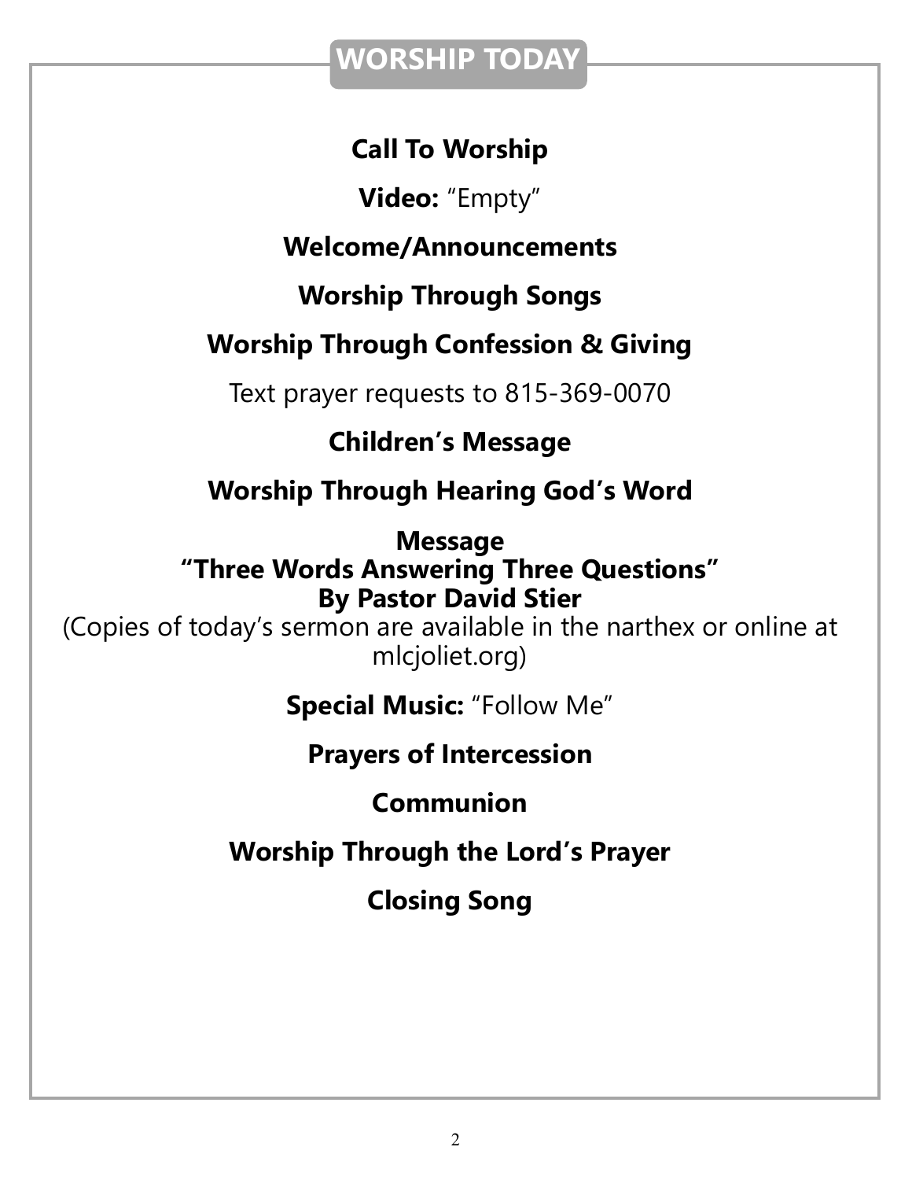## WORSHIP TODAY

**Call To Worship**

**Video:** "Empty"

**Welcome/Announcements**

**Worship Through Songs**

**Worship Through Confession & Giving**

Text prayer requests to 815-369-0070

**Children's Message**

**Worship Through Hearing God's Word**

**Message**
**"Three Words Answering Three Questions"**
**By Pastor David Stier**
(Copies of today's sermon are available in the narthex or online at mlcjoliet.org)

**Special Music:** "Follow Me"

**Prayers of Intercession**

**Communion**

**Worship Through the Lord's Prayer**

**Closing Song**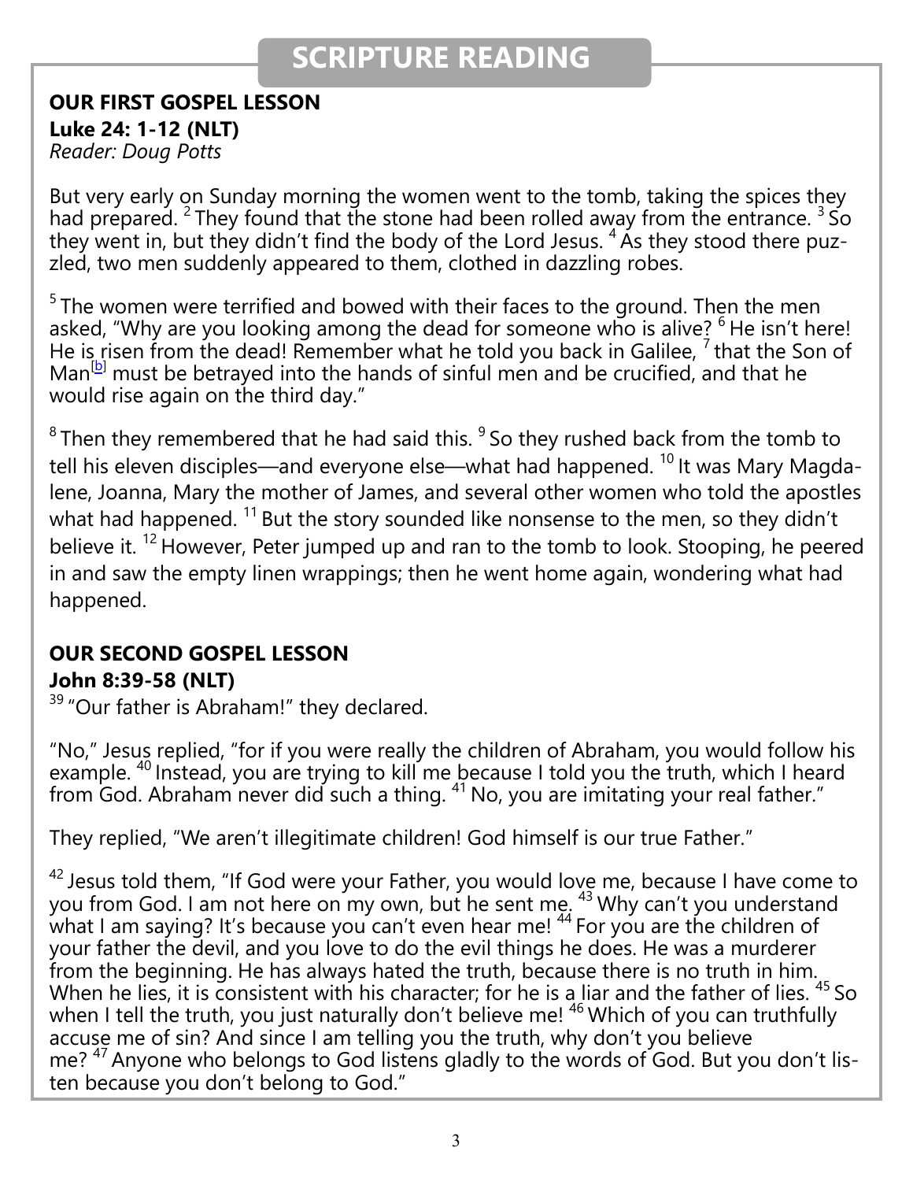## SCRIPTURE READING

**OUR FIRST GOSPEL LESSON**
**Luke 24: 1-12 (NLT)**
*Reader: Doug Potts*

But very early on Sunday morning the women went to the tomb, taking the spices they had prepared. 2 They found that the stone had been rolled away from the entrance. 3 So they went in, but they didn't find the body of the Lord Jesus. 4 As they stood there puzzled, two men suddenly appeared to them, clothed in dazzling robes.

5 The women were terrified and bowed with their faces to the ground. Then the men asked, "Why are you looking among the dead for someone who is alive? 6 He isn't here! He is risen from the dead! Remember what he told you back in Galilee, 7 that the Son of Man[b] must be betrayed into the hands of sinful men and be crucified, and that he would rise again on the third day."

8 Then they remembered that he had said this. 9 So they rushed back from the tomb to tell his eleven disciples—and everyone else—what had happened. 10 It was Mary Magdalene, Joanna, Mary the mother of James, and several other women who told the apostles what had happened. 11 But the story sounded like nonsense to the men, so they didn't believe it. 12 However, Peter jumped up and ran to the tomb to look. Stooping, he peered in and saw the empty linen wrappings; then he went home again, wondering what had happened.

**OUR SECOND GOSPEL LESSON**
**John 8:39-58 (NLT)**

39 "Our father is Abraham!" they declared.

"No," Jesus replied, "for if you were really the children of Abraham, you would follow his example. 40 Instead, you are trying to kill me because I told you the truth, which I heard from God. Abraham never did such a thing. 41 No, you are imitating your real father."

They replied, "We aren't illegitimate children! God himself is our true Father."

42 Jesus told them, "If God were your Father, you would love me, because I have come to you from God. I am not here on my own, but he sent me. 43 Why can't you understand what I am saying? It's because you can't even hear me! 44 For you are the children of your father the devil, and you love to do the evil things he does. He was a murderer from the beginning. He has always hated the truth, because there is no truth in him. When he lies, it is consistent with his character; for he is a liar and the father of lies. 45 So when I tell the truth, you just naturally don't believe me! 46 Which of you can truthfully accuse me of sin? And since I am telling you the truth, why don't you believe me? 47 Anyone who belongs to God listens gladly to the words of God. But you don't listen because you don't belong to God."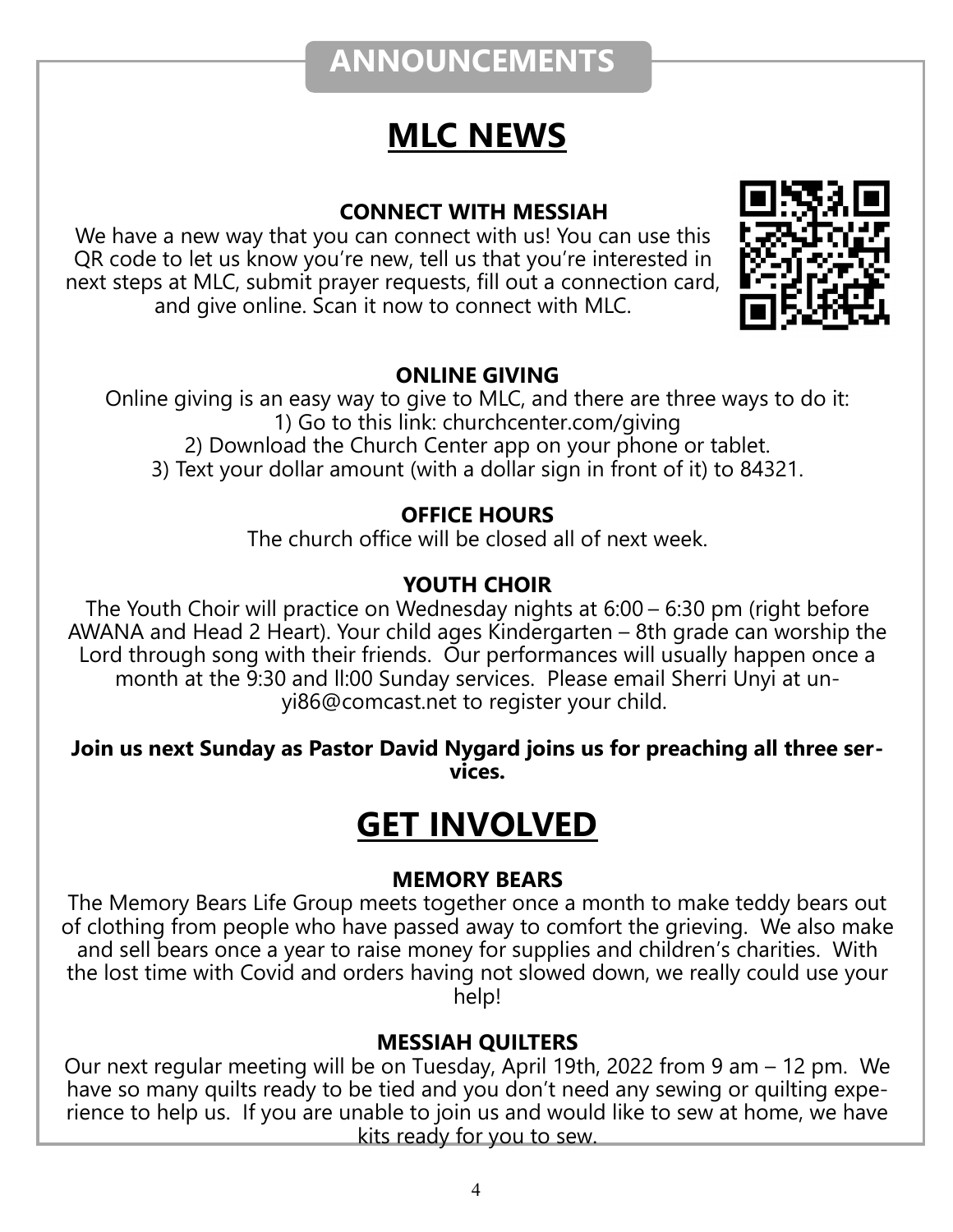## ANNOUNCEMENTS

# MLC NEWS

### CONNECT WITH MESSIAH

We have a new way that you can connect with us! You can use this QR code to let us know you're new, tell us that you're interested in next steps at MLC, submit prayer requests, fill out a connection card, and give online. Scan it now to connect with MLC.

### ONLINE GIVING

Online giving is an easy way to give to MLC, and there are three ways to do it:
1) Go to this link: churchcenter.com/giving
2) Download the Church Center app on your phone or tablet.
3) Text your dollar amount (with a dollar sign in front of it) to 84321.

### OFFICE HOURS

The church office will be closed all of next week.

### YOUTH CHOIR

The Youth Choir will practice on Wednesday nights at 6:00 – 6:30 pm (right before AWANA and Head 2 Heart). Your child ages Kindergarten – 8th grade can worship the Lord through song with their friends. Our performances will usually happen once a month at the 9:30 and ll:00 Sunday services. Please email Sherri Unyi at unyi86@comcast.net to register your child.

**Join us next Sunday as Pastor David Nygard joins us for preaching all three services.**

# GET INVOLVED

### MEMORY BEARS

The Memory Bears Life Group meets together once a month to make teddy bears out of clothing from people who have passed away to comfort the grieving. We also make and sell bears once a year to raise money for supplies and children's charities. With the lost time with Covid and orders having not slowed down, we really could use your help!

### MESSIAH QUILTERS

Our next regular meeting will be on Tuesday, April 19th, 2022 from 9 am – 12 pm. We have so many quilts ready to be tied and you don't need any sewing or quilting experience to help us. If you are unable to join us and would like to sew at home, we have kits ready for you to sew.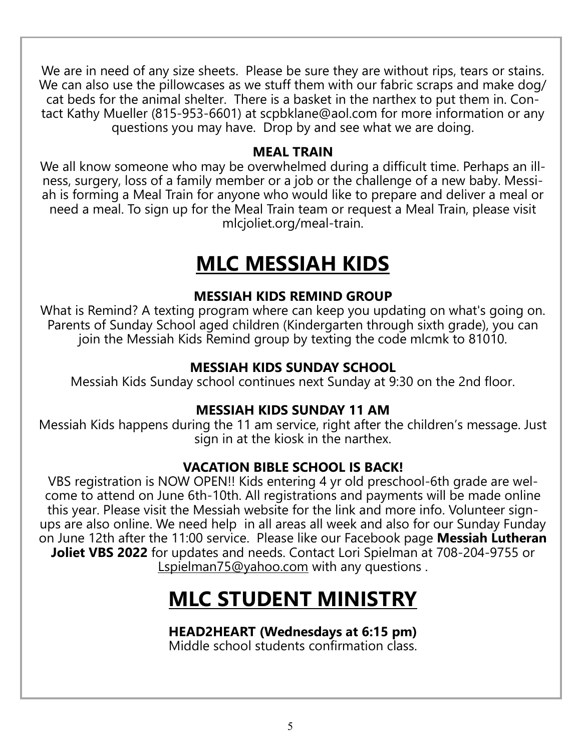We are in need of any size sheets. Please be sure they are without rips, tears or stains. We can also use the pillowcases as we stuff them with our fabric scraps and make dog/cat beds for the animal shelter. There is a basket in the narthex to put them in. Contact Kathy Mueller (815-953-6601) at scpbklane@aol.com for more information or any questions you may have. Drop by and see what we are doing.

### MEAL TRAIN

We all know someone who may be overwhelmed during a difficult time. Perhaps an illness, surgery, loss of a family member or a job or the challenge of a new baby. Messiah is forming a Meal Train for anyone who would like to prepare and deliver a meal or need a meal. To sign up for the Meal Train team or request a Meal Train, please visit mlcjoliet.org/meal-train.

## MLC MESSIAH KIDS

### MESSIAH KIDS REMIND GROUP

What is Remind? A texting program where can keep you updating on what's going on. Parents of Sunday School aged children (Kindergarten through sixth grade), you can join the Messiah Kids Remind group by texting the code mlcmk to 81010.

### MESSIAH KIDS SUNDAY SCHOOL

Messiah Kids Sunday school continues next Sunday at 9:30 on the 2nd floor.

### MESSIAH KIDS SUNDAY 11 AM

Messiah Kids happens during the 11 am service, right after the children's message. Just sign in at the kiosk in the narthex.

### VACATION BIBLE SCHOOL IS BACK!

VBS registration is NOW OPEN!! Kids entering 4 yr old preschool-6th grade are welcome to attend on June 6th-10th. All registrations and payments will be made online this year. Please visit the Messiah website for the link and more info. Volunteer sign-ups are also online. We need help in all areas all week and also for our Sunday Funday on June 12th after the 11:00 service. Please like our Facebook page **Messiah Lutheran Joliet VBS 2022** for updates and needs. Contact Lori Spielman at 708-204-9755 or Lspielman75@yahoo.com with any questions .

## MLC STUDENT MINISTRY

### HEAD2HEART (Wednesdays at 6:15 pm)

Middle school students confirmation class.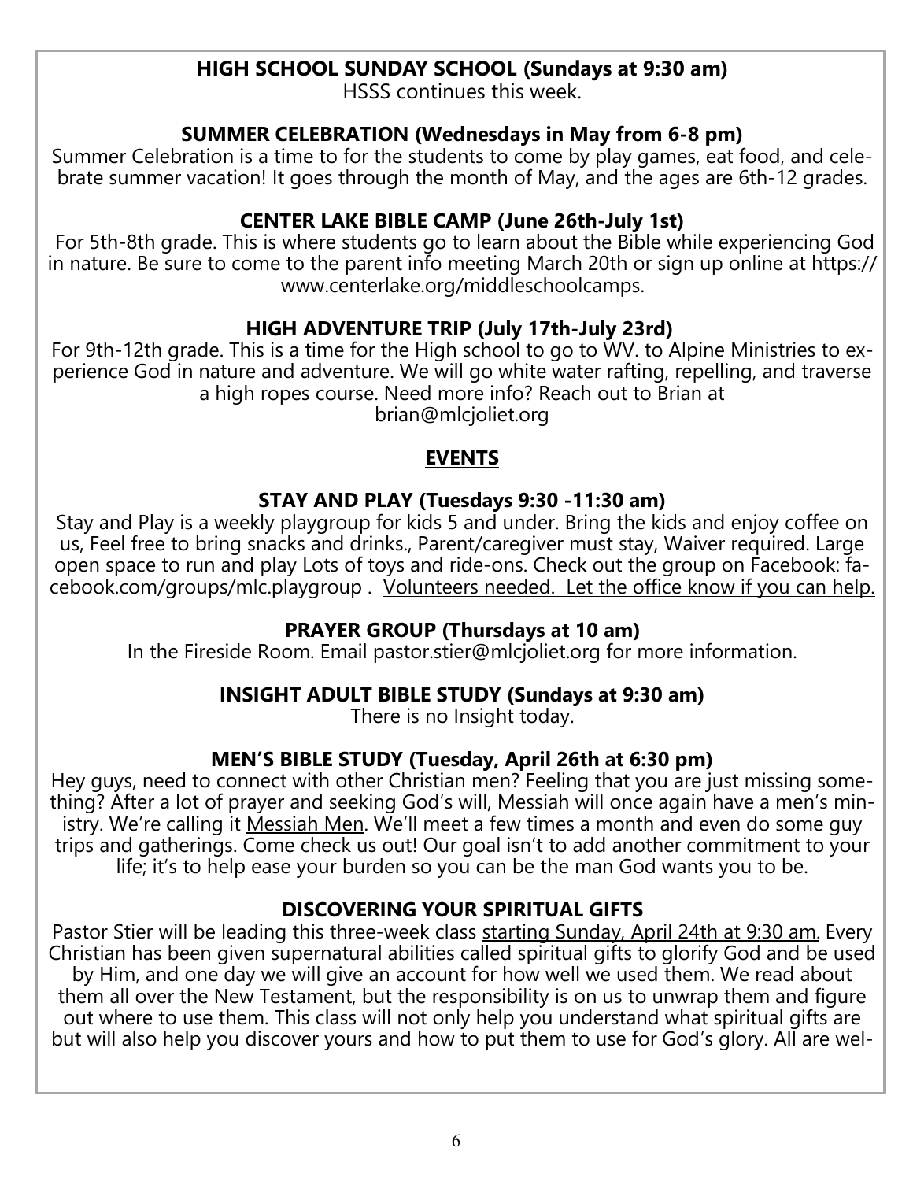### HIGH SCHOOL SUNDAY SCHOOL (Sundays at 9:30 am)

HSSS continues this week.

### SUMMER CELEBRATION (Wednesdays in May from 6-8 pm)

Summer Celebration is a time to for the students to come by play games, eat food, and celebrate summer vacation! It goes through the month of May, and the ages are 6th-12 grades.

### CENTER LAKE BIBLE CAMP (June 26th-July 1st)

For 5th-8th grade. This is where students go to learn about the Bible while experiencing God in nature. Be sure to come to the parent info meeting March 20th or sign up online at https://www.centerlake.org/middleschoolcamps.

### HIGH ADVENTURE TRIP (July 17th-July 23rd)

For 9th-12th grade. This is a time for the High school to go to WV. to Alpine Ministries to experience God in nature and adventure. We will go white water rafting, repelling, and traverse a high ropes course. Need more info? Reach out to Brian at brian@mlcjoliet.org

## EVENTS

### STAY AND PLAY (Tuesdays 9:30 -11:30 am)

Stay and Play is a weekly playgroup for kids 5 and under. Bring the kids and enjoy coffee on us, Feel free to bring snacks and drinks., Parent/caregiver must stay, Waiver required. Large open space to run and play Lots of toys and ride-ons. Check out the group on Facebook: facebook.com/groups/mlc.playgroup . Volunteers needed. Let the office know if you can help.

### PRAYER GROUP (Thursdays at 10 am)

In the Fireside Room. Email pastor.stier@mlcjoliet.org for more information.

### INSIGHT ADULT BIBLE STUDY (Sundays at 9:30 am)

There is no Insight today.

### MEN'S BIBLE STUDY (Tuesday, April 26th at 6:30 pm)

Hey guys, need to connect with other Christian men? Feeling that you are just missing something? After a lot of prayer and seeking God's will, Messiah will once again have a men's ministry. We're calling it Messiah Men. We'll meet a few times a month and even do some guy trips and gatherings. Come check us out! Our goal isn't to add another commitment to your life; it's to help ease your burden so you can be the man God wants you to be.

### DISCOVERING YOUR SPIRITUAL GIFTS

Pastor Stier will be leading this three-week class starting Sunday, April 24th at 9:30 am. Every Christian has been given supernatural abilities called spiritual gifts to glorify God and be used by Him, and one day we will give an account for how well we used them. We read about them all over the New Testament, but the responsibility is on us to unwrap them and figure out where to use them. This class will not only help you understand what spiritual gifts are but will also help you discover yours and how to put them to use for God's glory. All are wel-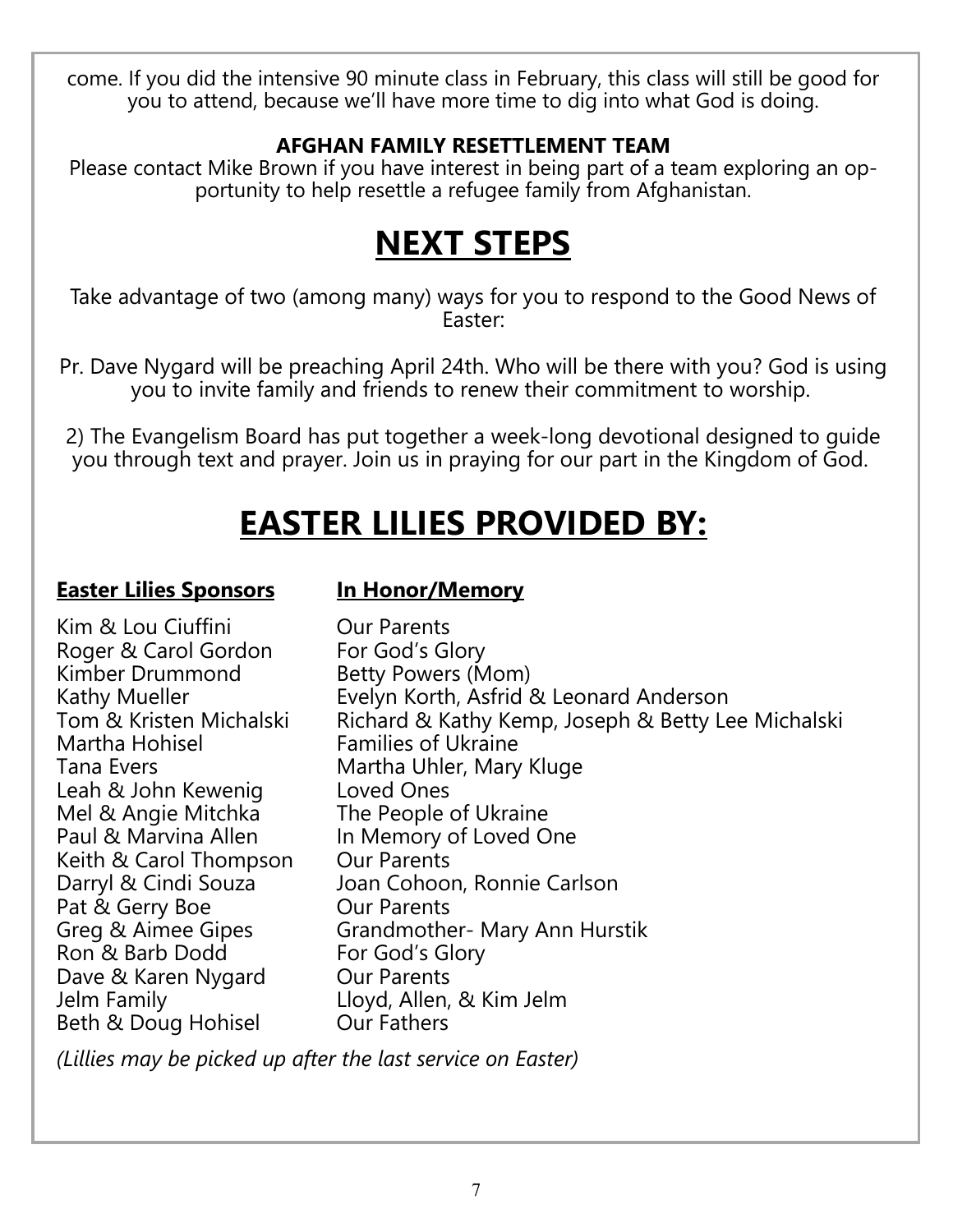come. If you did the intensive 90 minute class in February, this class will still be good for you to attend, because we'll have more time to dig into what God is doing.

**AFGHAN FAMILY RESETTLEMENT TEAM**

Please contact Mike Brown if you have interest in being part of a team exploring an opportunity to help resettle a refugee family from Afghanistan.

# NEXT STEPS

Take advantage of two (among many) ways for you to respond to the Good News of Easter:

Pr. Dave Nygard will be preaching April 24th. Who will be there with you? God is using you to invite family and friends to renew their commitment to worship.

2) The Evangelism Board has put together a week-long devotional designed to guide you through text and prayer. Join us in praying for our part in the Kingdom of God.

# EASTER LILIES PROVIDED BY:

| Easter Lilies Sponsors | In Honor/Memory |
|---|---|
| Kim & Lou Ciuffini | Our Parents |
| Roger & Carol Gordon | For God's Glory |
| Kimber Drummond | Betty Powers (Mom) |
| Kathy Mueller | Evelyn Korth, Asfrid & Leonard Anderson |
| Tom & Kristen Michalski | Richard & Kathy Kemp, Joseph & Betty Lee Michalski |
| Martha Hohisel | Families of Ukraine |
| Tana Evers | Martha Uhler, Mary Kluge |
| Leah & John Kewenig | Loved Ones |
| Mel & Angie Mitchka | The People of Ukraine |
| Paul & Marvina Allen | In Memory of Loved One |
| Keith & Carol Thompson | Our Parents |
| Darryl & Cindi Souza | Joan Cohoon, Ronnie Carlson |
| Pat & Gerry Boe | Our Parents |
| Greg & Aimee Gipes | Grandmother- Mary Ann Hurstik |
| Ron & Barb Dodd | For God's Glory |
| Dave & Karen Nygard | Our Parents |
| Jelm Family | Lloyd, Allen, & Kim Jelm |
| Beth & Doug Hohisel | Our Fathers |

*(Lillies may be picked up after the last service on Easter)*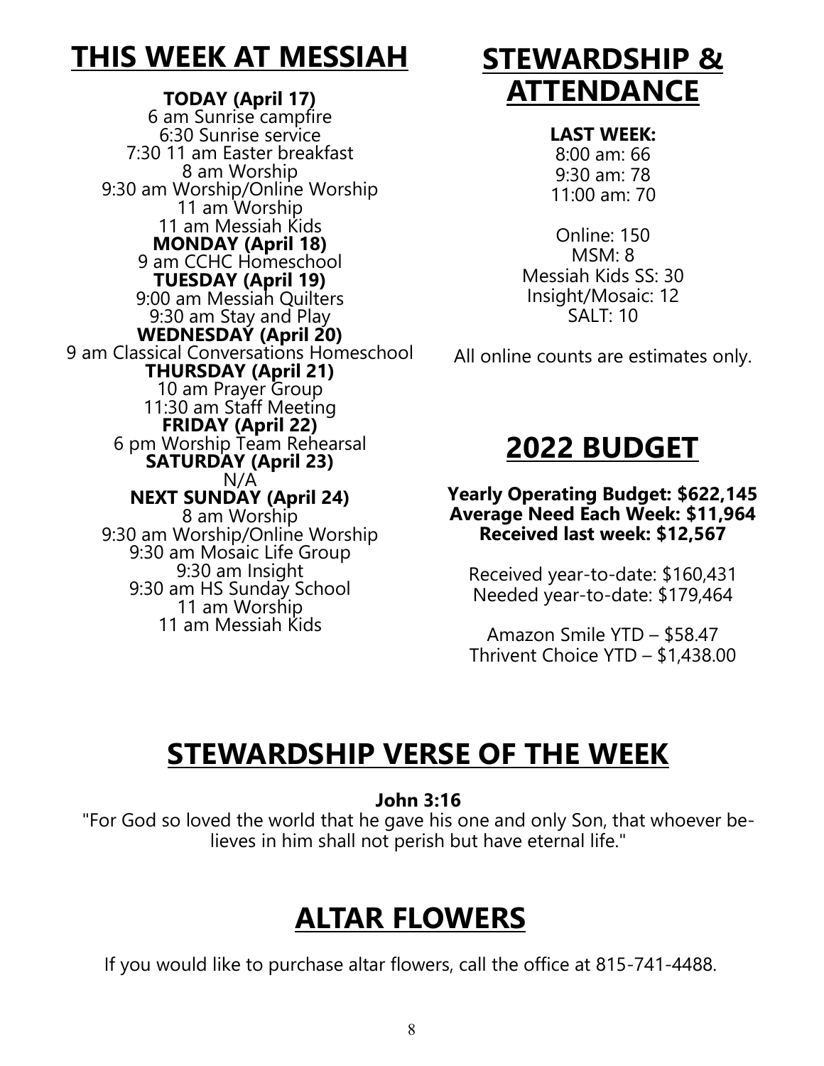# THIS WEEK AT MESSIAH

**TODAY (April 17)**
6 am Sunrise campfire
6:30 Sunrise service
7:30 11 am Easter breakfast
8 am Worship
9:30 am Worship/Online Worship
11 am Worship
11 am Messiah Kids

**MONDAY (April 18)**
9 am CCHC Homeschool

**TUESDAY (April 19)**
9:00 am Messiah Quilters
9:30 am Stay and Play

**WEDNESDAY (April 20)**
9 am Classical Conversations Homeschool

**THURSDAY (April 21)**
10 am Prayer Group
11:30 am Staff Meeting

**FRIDAY (April 22)**
6 pm Worship Team Rehearsal

**SATURDAY (April 23)**
N/A

**NEXT SUNDAY (April 24)**
8 am Worship
9:30 am Worship/Online Worship
9:30 am Mosaic Life Group
9:30 am Insight
9:30 am HS Sunday School
11 am Worship
11 am Messiah Kids

# STEWARDSHIP & ATTENDANCE

**LAST WEEK:**
8:00 am: 66
9:30 am: 78
11:00 am: 70

Online: 150
MSM: 8
Messiah Kids SS: 30
Insight/Mosaic: 12
SALT: 10

All online counts are estimates only.

# 2022 BUDGET

**Yearly Operating Budget: $622,145**
**Average Need Each Week: $11,964**
**Received last week: $12,567**

Received year-to-date: $160,431
Needed year-to-date: $179,464

Amazon Smile YTD – $58.47
Thrivent Choice YTD – $1,438.00

# STEWARDSHIP VERSE OF THE WEEK

**John 3:16**
"For God so loved the world that he gave his one and only Son, that whoever believes in him shall not perish but have eternal life."

# ALTAR FLOWERS

If you would like to purchase altar flowers, call the office at 815-741-4488.